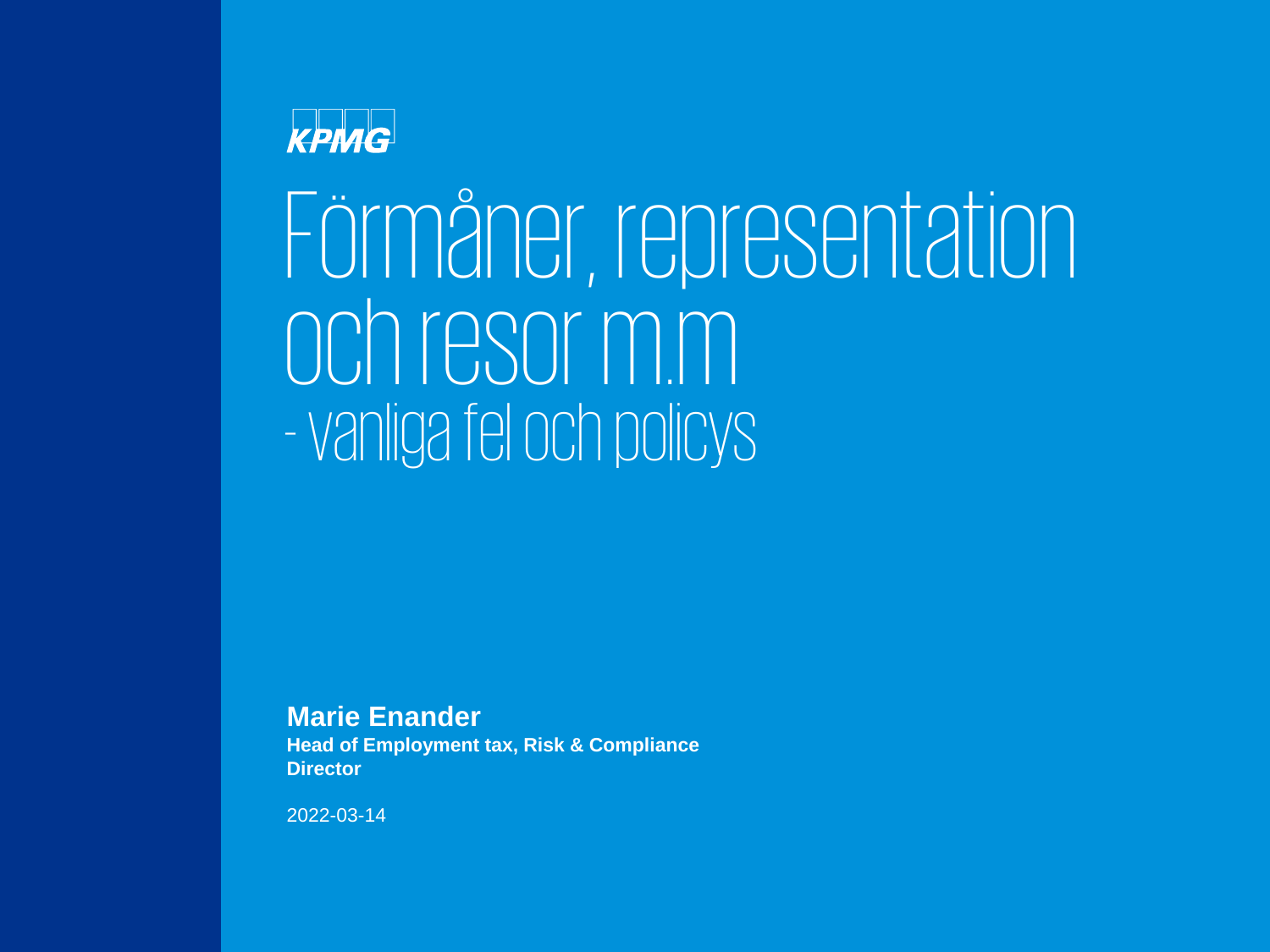KPMG

# Förmåner, representation och resor m.m

## - vanliga fel och policys

**Marie Enander**
**Head of Employment tax, Risk & Compliance**
**Director**

2022-03-14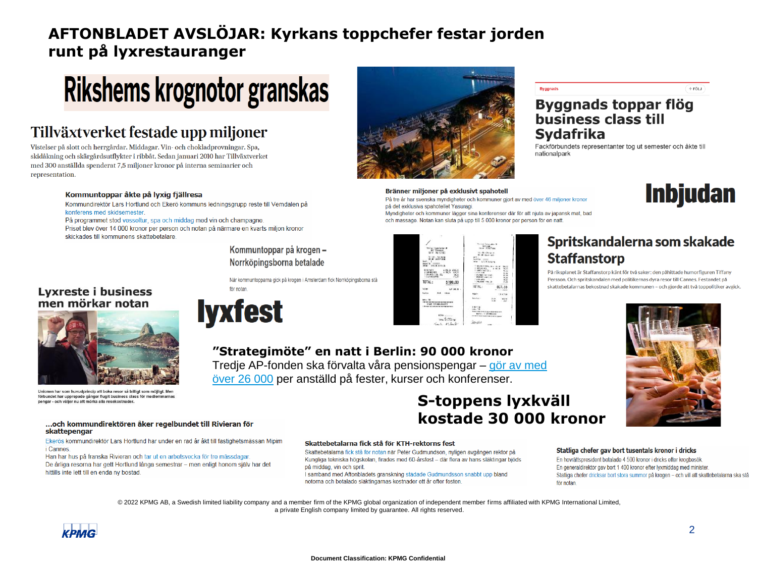# AFTONBLADET AVSLÖJAR: Kyrkans toppchefer festar jorden runt på lyxrestauranger

## Rikshems krognotor granskas

## Tillväxtverket festade upp miljoner

Vistelser på slott och herrgårdar. Middagar. Vin- och chokladprovningar. Spa, skidåkning och skärgårdsutflykter i ribbåt. Sedan januari 2010 har Tillväxtverket med 300 anställda spenderat 7,5 miljoner kronor på interna seminarier och representation.

**Kommuntoppar åkte på lyxig fjällresa**

Kommundirektör Lars Hortlund och Ekerö kommuns ledningsgrupp reste till Vemdalen på konferens med skidsemester.
På programmet stod vesseltur, spa och middag med vin och champagne.
Priset blev över 14 000 kronor per person och notan på närmare en kvarts miljon kronor skickades till kommunens skattebetalare.

## Byggnads toppar flög business class till Sydafrika

Fackförbundets representanter tog ut semester och åkte till nationalpark

**Bränner miljoner på exklusivt spahotell**

På tre år har svenska myndigheter och kommuner gjort av med över 46 miljoner kronor på det exklusiva spahotellet Yasuragi.
Myndigheter och kommuner lägger sina konferenser där för att njuta av japanskt mat, bad och massage. Notan kan sluta på upp till 5 000 kronor per person för en natt.

## Inbjudan

## Kommuntoppar på krogen – Norrköpingsborna betalade

När kommuntopparna gick på krogen i Amsterdam fick Norrköpingsborna stå för notan.

## Spritskandalerna som skakade Staffanstorp

På riksplanet är Staffanstorp känt för två saker: den påhittade humorfiguren Tiffany Persson. Och spritskandalen med politikernas dyra resor till Cannes. Festandet på skattebetalarnas bekostnad skakade kommunen – och gjorde att två toppolitiker avgick.

## Lyxreste i business men mörkar notan

Unionen har som huvudprincip att boka resor så billigt som möjligt. Men förbundet har upprepade gånger flugit business class för medlemmarnas pengar - och väljer nu att mörka alla resekostnader.

## lyxfest

## "Strategimöte" en natt i Berlin: 90 000 kronor

Tredje AP-fonden ska förvalta våra pensionspengar – gör av med över 26 000 per anställd på fester, kurser och konferenser.

## S-toppens lyxkväll kostade 30 000 kronor

**...och kommundirektören åker regelbundet till Rivieran för skattepengar**

Ekerös kommundirektör Lars Hortlund har under en rad år åkt till fastighetsmässan Mipim i Cannes.
Han har hus på franska Rivieran och tar ut en arbetsvecka för tre mässdagar.
De årliga resorna har gett Hortlund långa semestrar – men enligt honom själv har det hittills inte lett till en enda ny bostad.

**Skattebetalarna fick stå för KTH-rektorns fest**

Skattebetalarna fick stå för notan när Peter Gudmundson, nyligen avgången rektor på Kungliga tekniska högskolan, firades med 60-årsfest – där flera av hans släktingar bjöds på middag, vin och sprit.
I samband med Aftonbladets granskning stadade Gudmundsson snabbt upp bland notorna och betalade släktingarnas kostnader ett år efter festen.

**Statliga chefer gav bort tusentals kronor i dricks**

En hovrättspresident betalade 4 500 kronor i dricks efter krogbesök.
En generaldirektör gav bort 1 400 kronor efter lyxmiddag med minister.
Statliga chefer dricksar bort stora summor på krogen – och vill att skattebetalarna ska stå för notan.

© 2022 KPMG AB, a Swedish limited liability company and a member firm of the KPMG global organization of independent member firms affiliated with KPMG International Limited, a private English company limited by guarantee. All rights reserved.

Document Classification: KPMG Confidential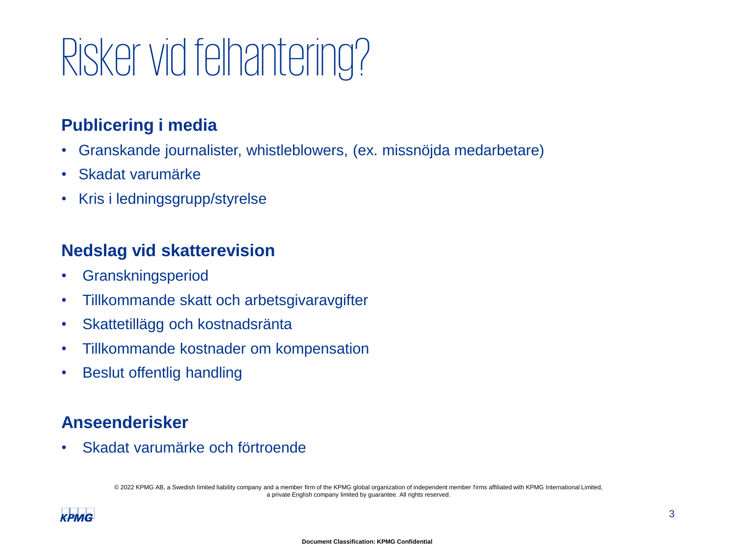# Risker vid felhantering?

## Publicering i media

- Granskande journalister, whistleblowers, (ex. missnöjda medarbetare)
- Skadat varumärke
- Kris i ledningsgrupp/styrelse

## Nedslag vid skatterevision

- Granskningsperiod
- Tillkommande skatt och arbetsgivaravgifter
- Skattetillägg och kostnadsränta
- Tillkommande kostnader om kompensation
- Beslut offentlig handling

## Anseenderisker

- Skadat varumärke och förtroende

© 2022 KPMG AB, a Swedish limited liability company and a member firm of the KPMG global organization of independent member firms affiliated with KPMG International Limited, a private English company limited by guarantee. All rights reserved.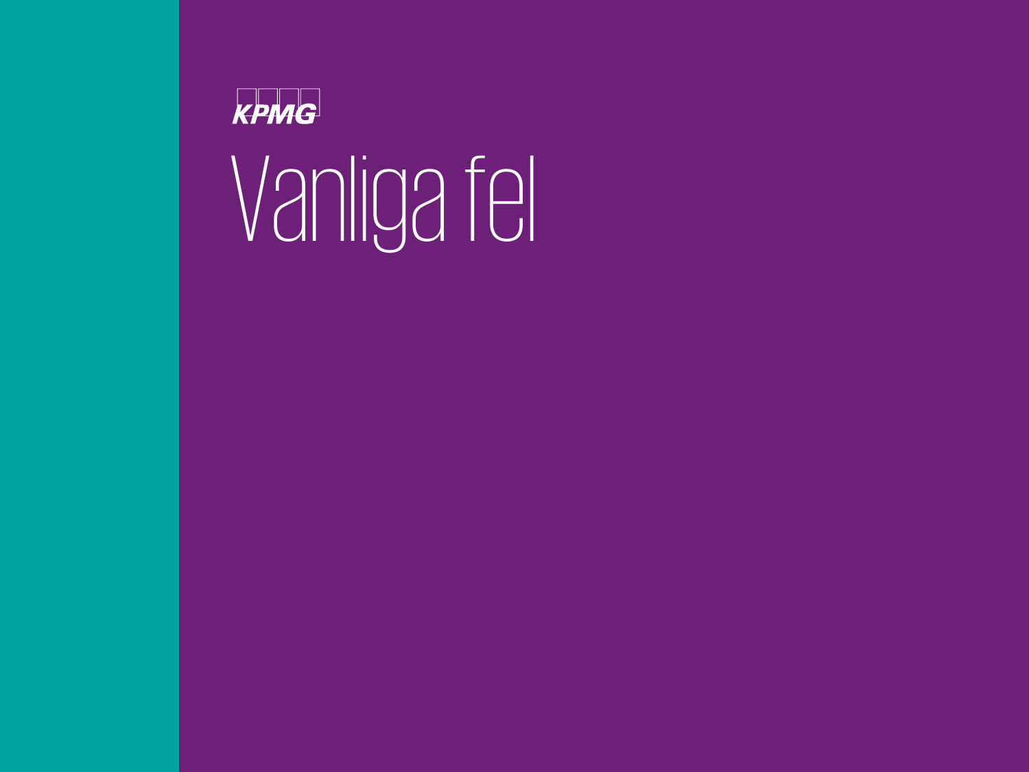KPMG

# Vanliga fel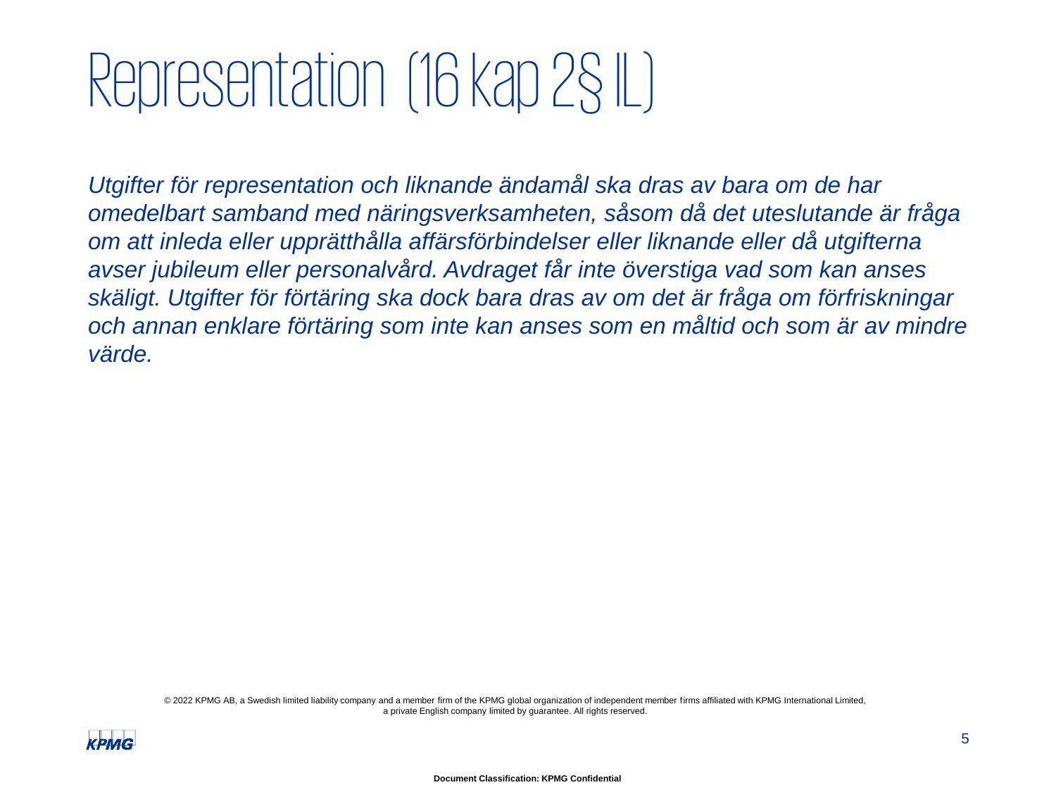# Representation (16 kap 2§ IL)

*Utgifter för representation och liknande ändamål ska dras av bara om de har omedelbart samband med näringsverksamheten, såsom då det uteslutande är fråga om att inleda eller upprätthålla affärsförbindelser eller liknande eller då utgifterna avser jubileum eller personalvård. Avdraget får inte överstiga vad som kan anses skäligt. Utgifter för förtäring ska dock bara dras av om det är fråga om förfriskningar och annan enklare förtäring som inte kan anses som en måltid och som är av mindre värde.*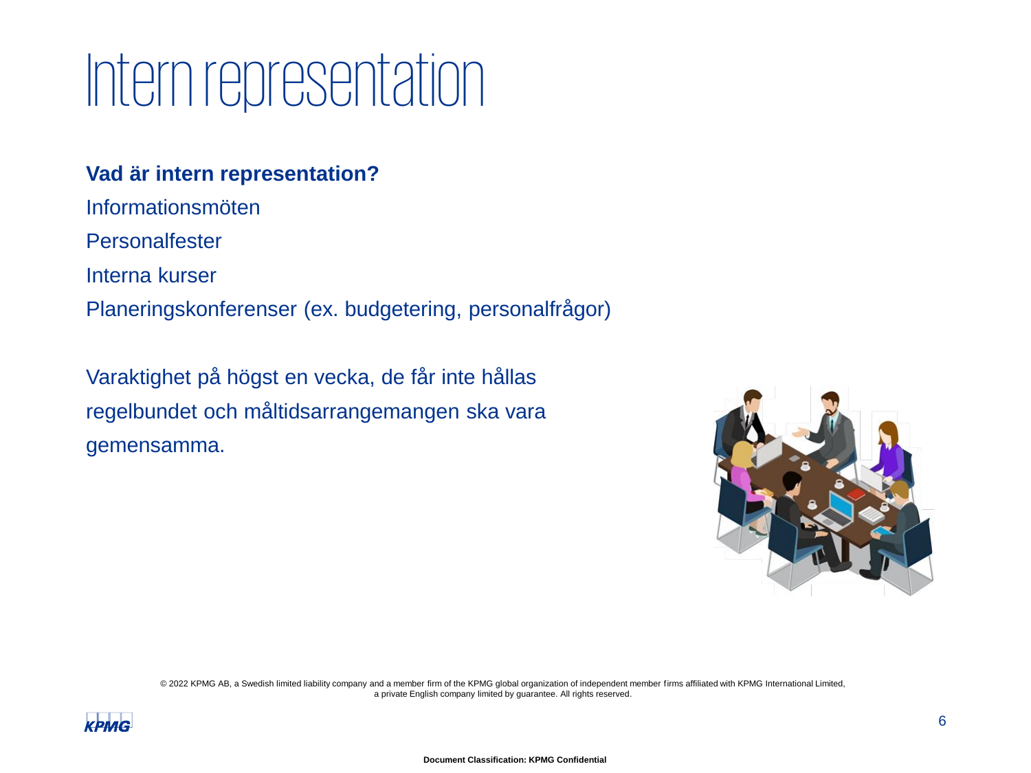# Intern representation

**Vad är intern representation?**

Informationsmöten

Personalfester

Interna kurser

Planeringskonferenser (ex. budgetering, personalfrågor)

Varaktighet på högst en vecka, de får inte hållas regelbundet och måltidsarrangemangen ska vara gemensamma.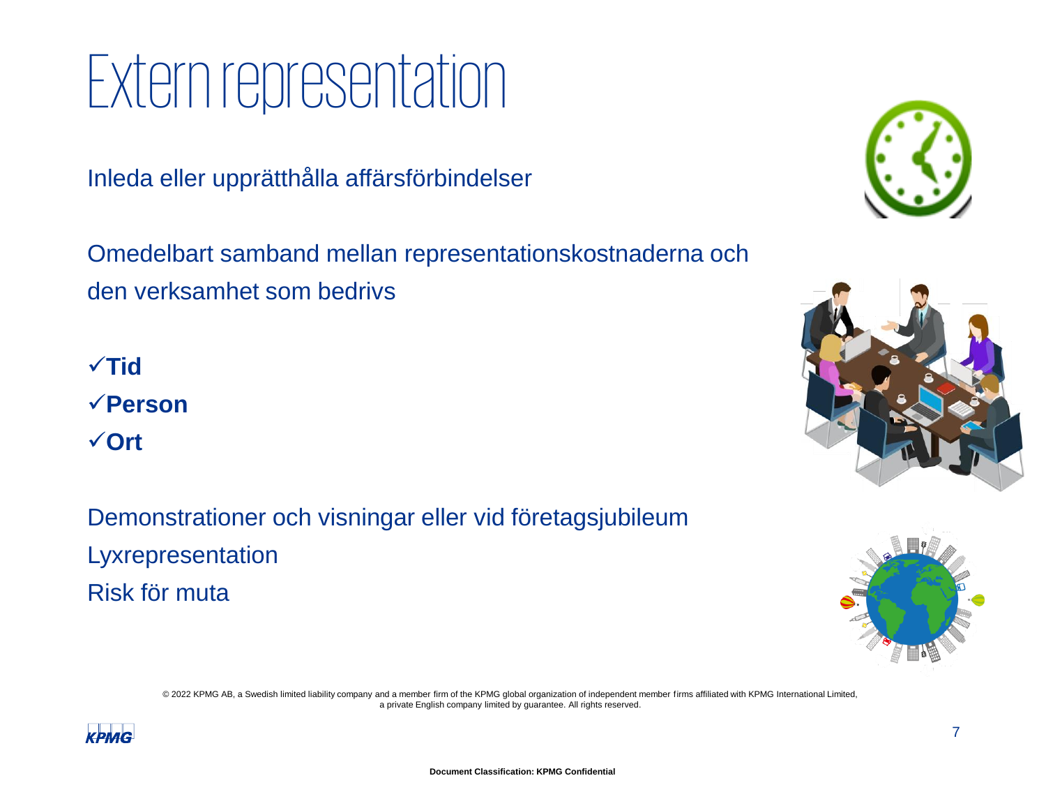# Extern representation

Inleda eller upprätthålla affärsförbindelser

Omedelbart samband mellan representationskostnaderna och den verksamhet som bedrivs

✓**Tid**
✓**Person**
✓**Ort**

Demonstrationer och visningar eller vid företagsjubileum
Lyxrepresentation
Risk för muta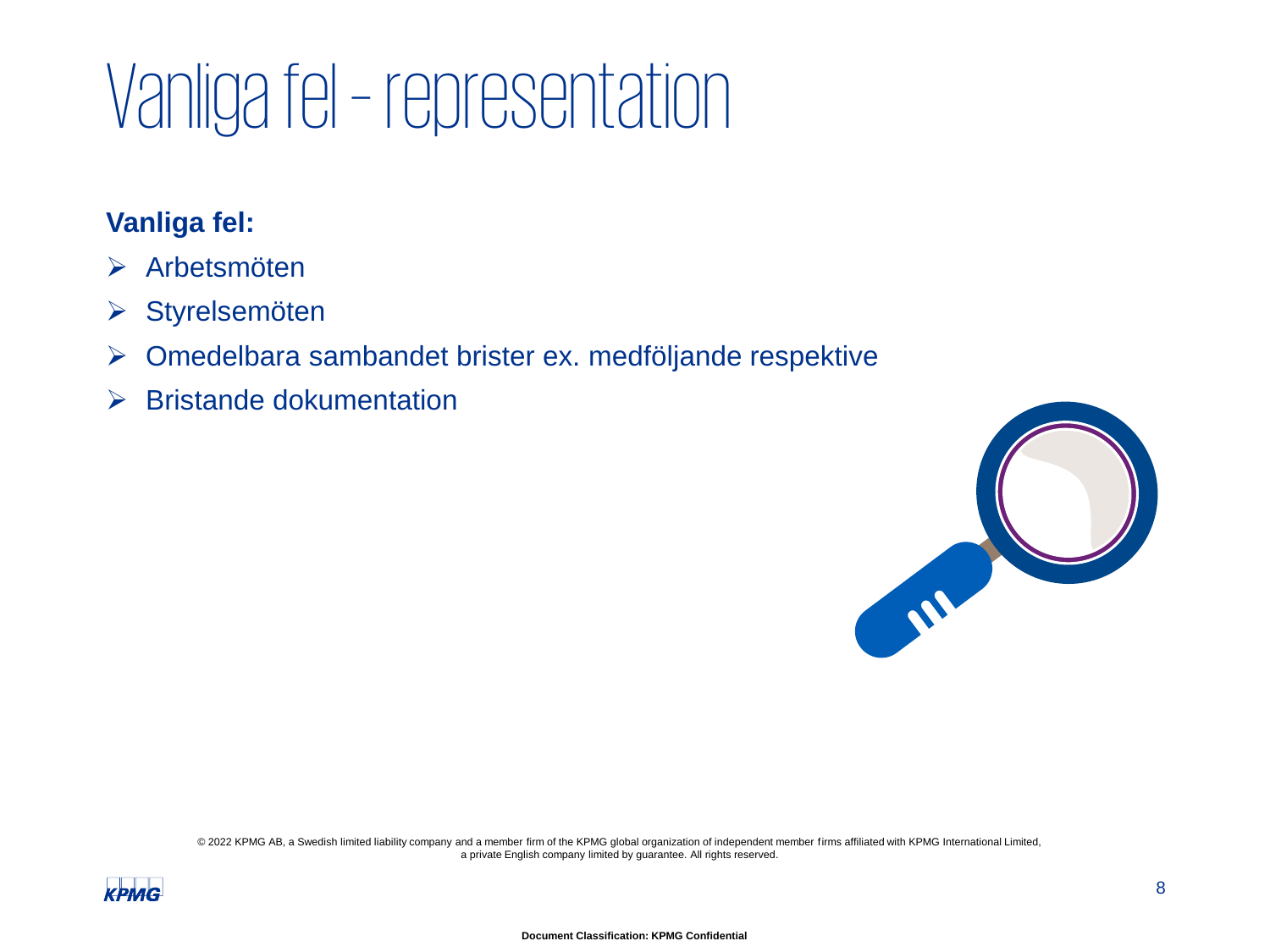# Vanliga fel - representation

**Vanliga fel:**

- Arbetsmöten
- Styrelsemöten
- Omedelbara sambandet brister ex. medföljande respektive
- Bristande dokumentation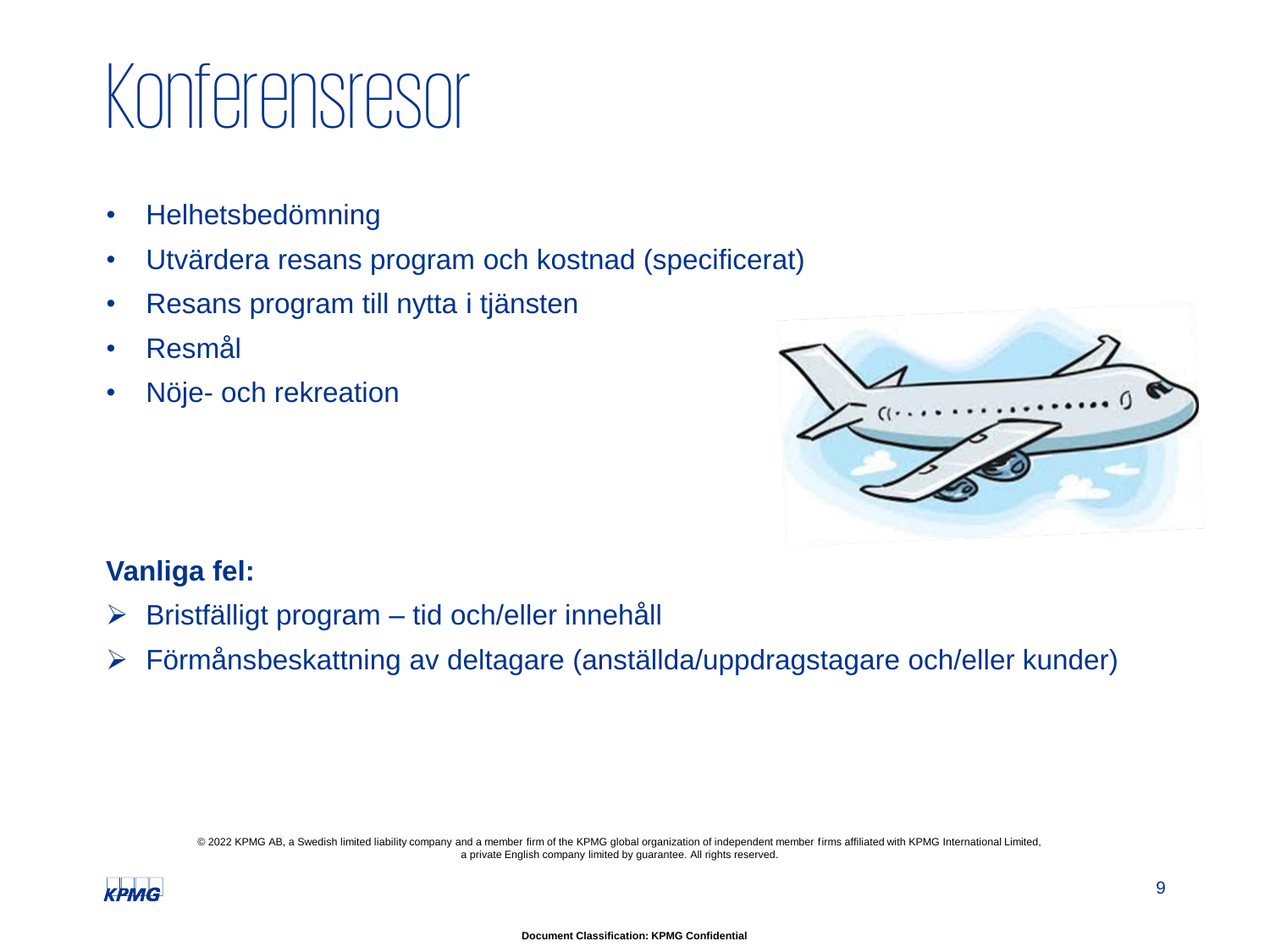# Konferensresor

- Helhetsbedömning
- Utvärdera resans program och kostnad (specificerat)
- Resans program till nytta i tjänsten
- Resmål
- Nöje- och rekreation

**Vanliga fel:**

- Bristfälligt program – tid och/eller innehåll
- Förmånsbeskattning av deltagare (anställda/uppdragstagare och/eller kunder)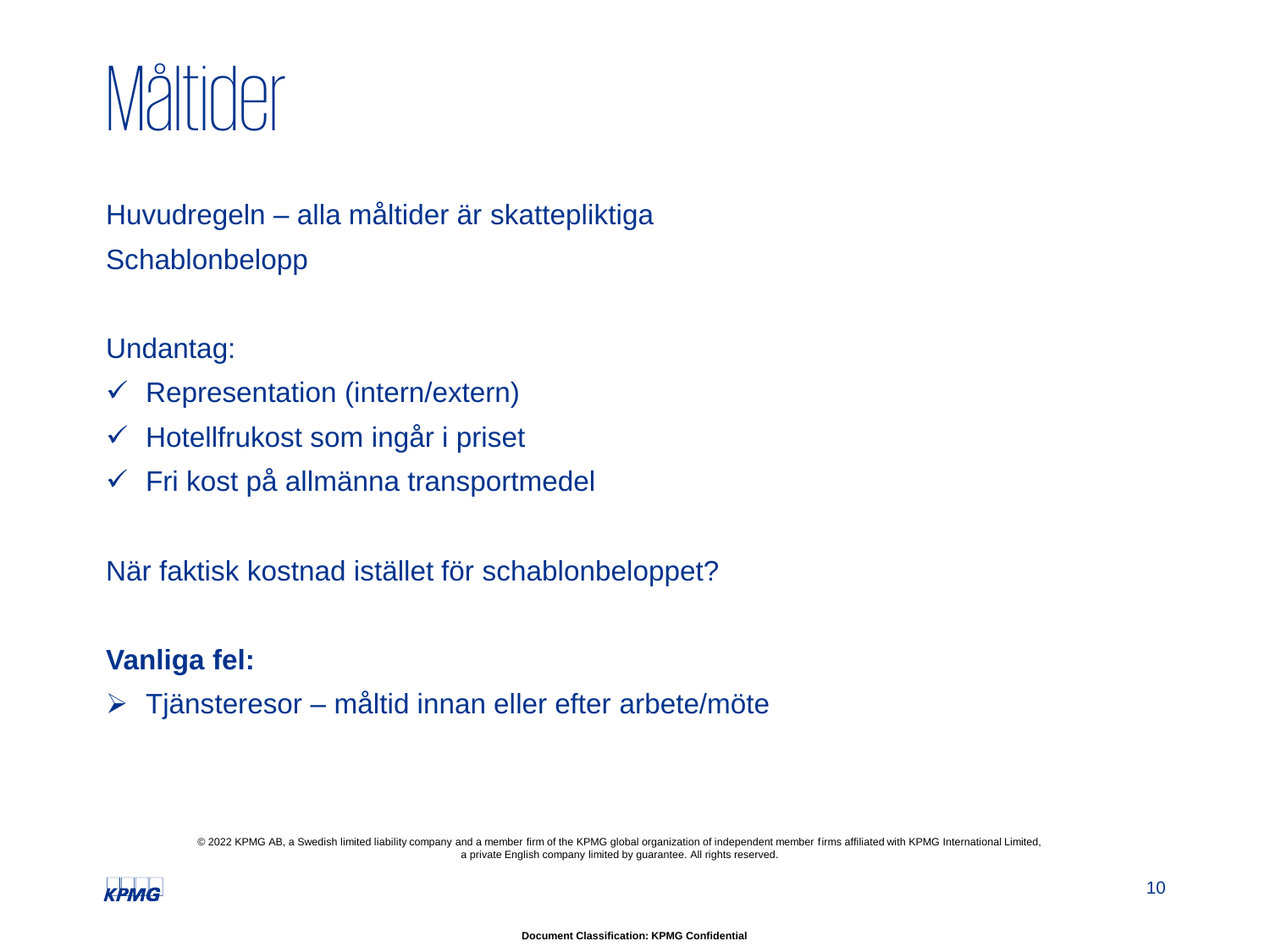# Måltider

Huvudregeln – alla måltider är skattepliktiga

Schablonbelopp

Undantag:

- ✓ Representation (intern/extern)
- ✓ Hotellfrukost som ingår i priset
- ✓ Fri kost på allmänna transportmedel

När faktisk kostnad istället för schablonbeloppet?

**Vanliga fel:**

- ➢ Tjänsteresor – måltid innan eller efter arbete/möte

© 2022 KPMG AB, a Swedish limited liability company and a member firm of the KPMG global organization of independent member firms affiliated with KPMG International Limited, a private English company limited by guarantee. All rights reserved.

Document Classification: KPMG Confidential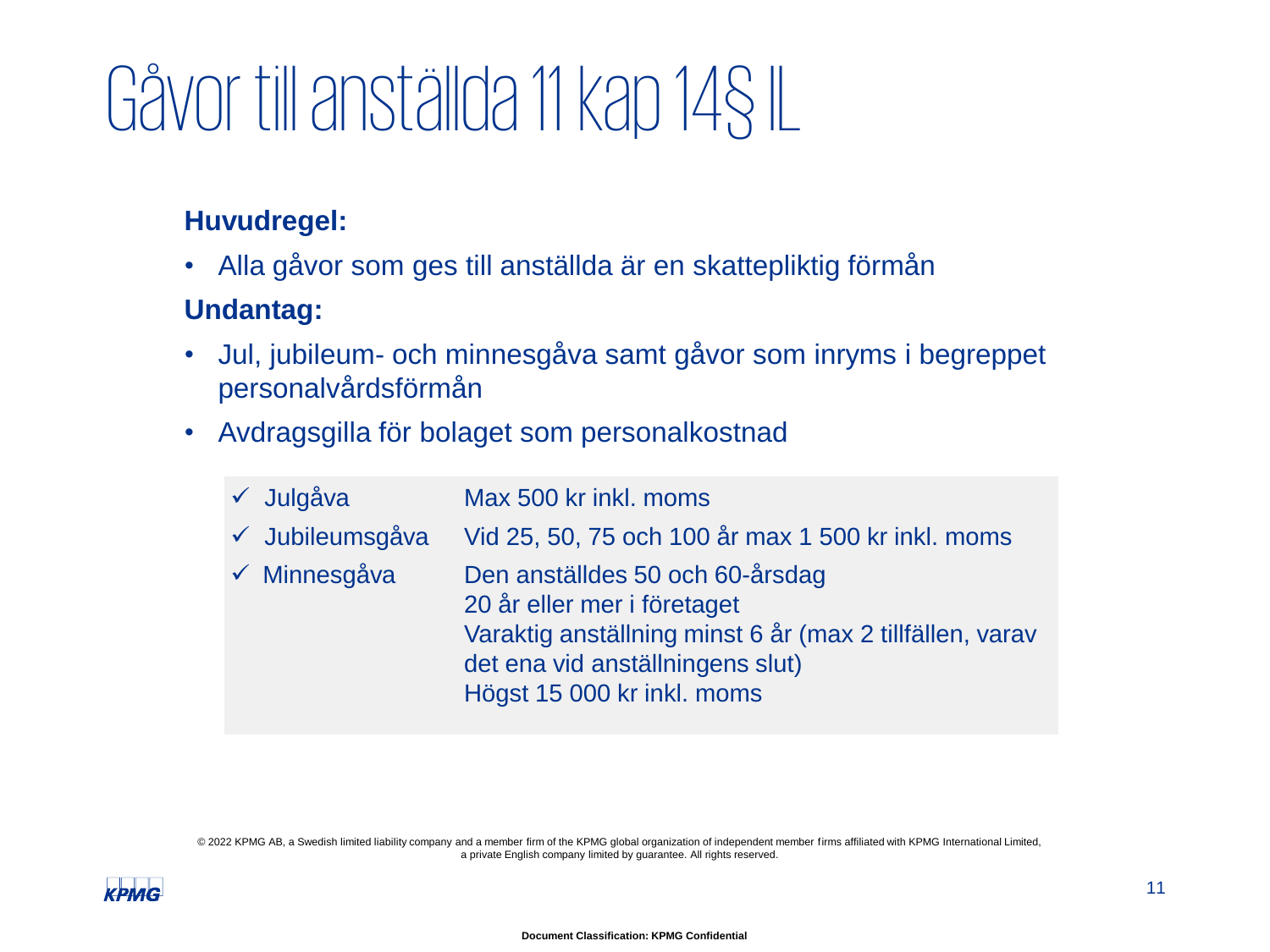# Gåvor till anställda 11 kap 14§ IL

**Huvudregel:**

- Alla gåvor som ges till anställda är en skattepliktig förmån

**Undantag:**

- Jul, jubileum- och minnesgåva samt gåvor som inryms i begreppet personalvårdsförmån
- Avdragsgilla för bolaget som personalkostnad

| | |
|---|---|
| ✓ Julgåva | Max 500 kr inkl. moms |
| ✓ Jubileumsgåva | Vid 25, 50, 75 och 100 år max 1 500 kr inkl. moms |
| ✓ Minnesgåva | Den anställdes 50 och 60-årsdag<br>20 år eller mer i företaget<br>Varaktig anställning minst 6 år (max 2 tillfällen, varav det ena vid anställningens slut)<br>Högst 15 000 kr inkl. moms |

© 2022 KPMG AB, a Swedish limited liability company and a member firm of the KPMG global organization of independent member firms affiliated with KPMG International Limited, a private English company limited by guarantee. All rights reserved.

Document Classification: KPMG Confidential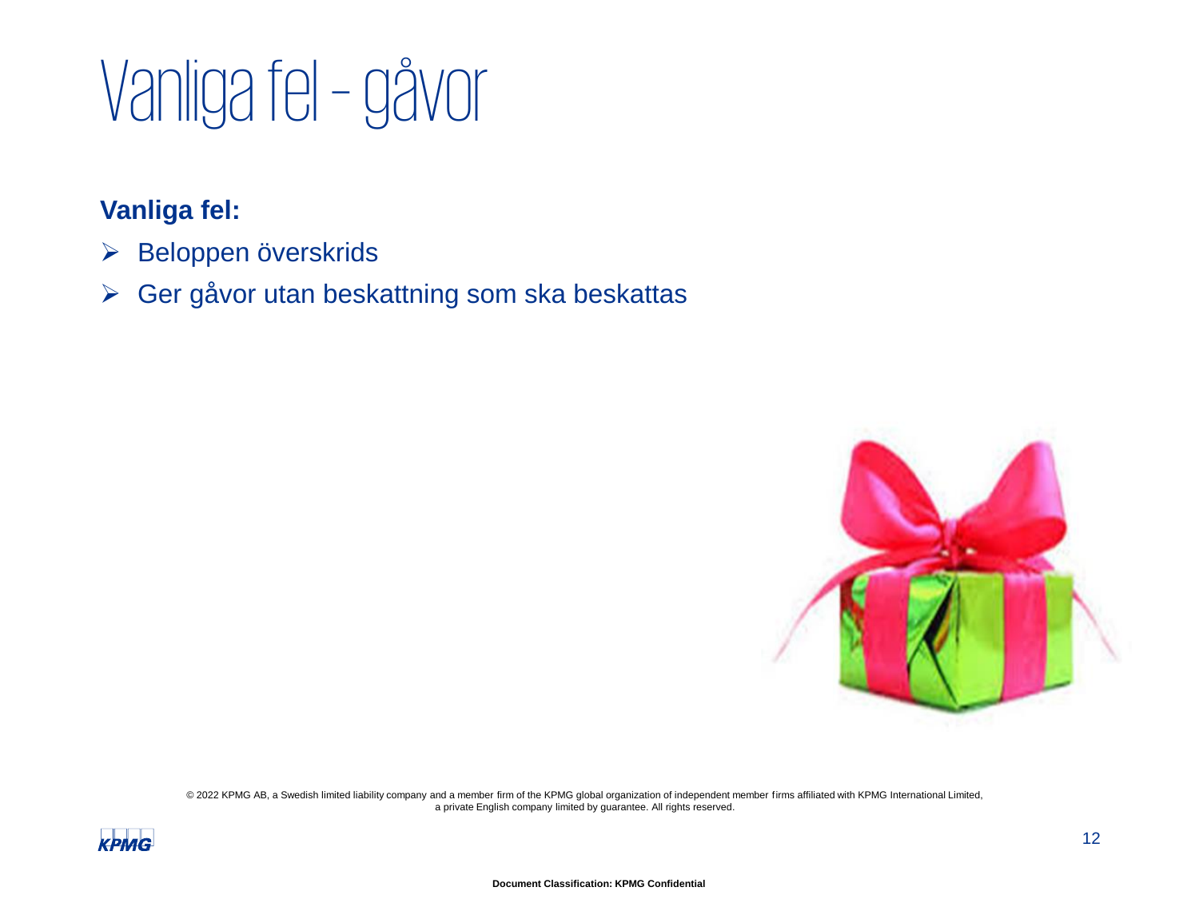# Vanliga fel - gåvor

**Vanliga fel:**

- Beloppen överskrids
- Ger gåvor utan beskattning som ska beskattas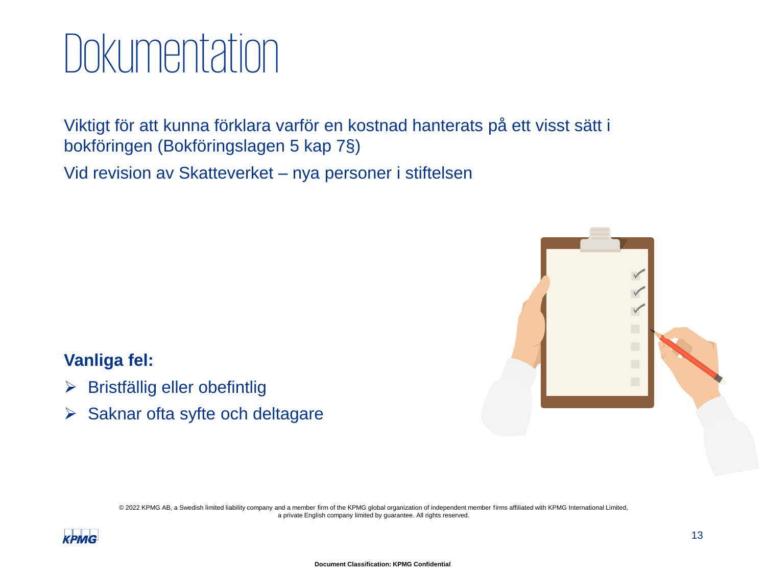# Dokumentation

Viktigt för att kunna förklara varför en kostnad hanterats på ett visst sätt i bokföringen (Bokföringslagen 5 kap 7§)

Vid revision av Skatteverket – nya personer i stiftelsen

**Vanliga fel:**

- Bristfällig eller obefintlig
- Saknar ofta syfte och deltagare

© 2022 KPMG AB, a Swedish limited liability company and a member firm of the KPMG global organization of independent member firms affiliated with KPMG International Limited, a private English company limited by guarantee. All rights reserved.

Document Classification: KPMG Confidential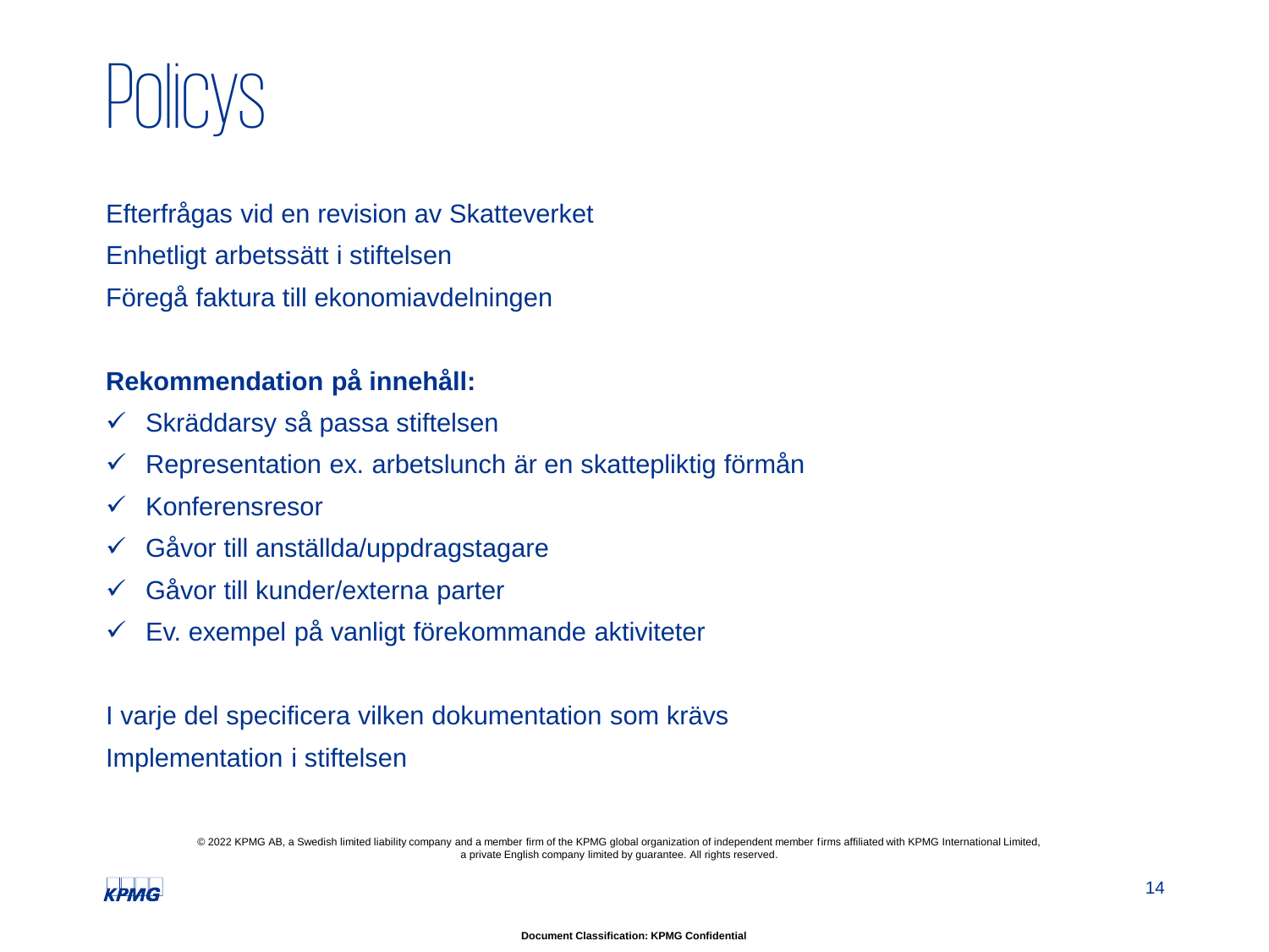# Policys

Efterfrågas vid en revision av Skatteverket

Enhetligt arbetssätt i stiftelsen

Föregå faktura till ekonomiavdelningen

**Rekommendation på innehåll:**

- ✓ Skräddarsy så passa stiftelsen
- ✓ Representation ex. arbetslunch är en skattepliktig förmån
- ✓ Konferensresor
- ✓ Gåvor till anställda/uppdragstagare
- ✓ Gåvor till kunder/externa parter
- ✓ Ev. exempel på vanligt förekommande aktiviteter

I varje del specificera vilken dokumentation som krävs

Implementation i stiftelsen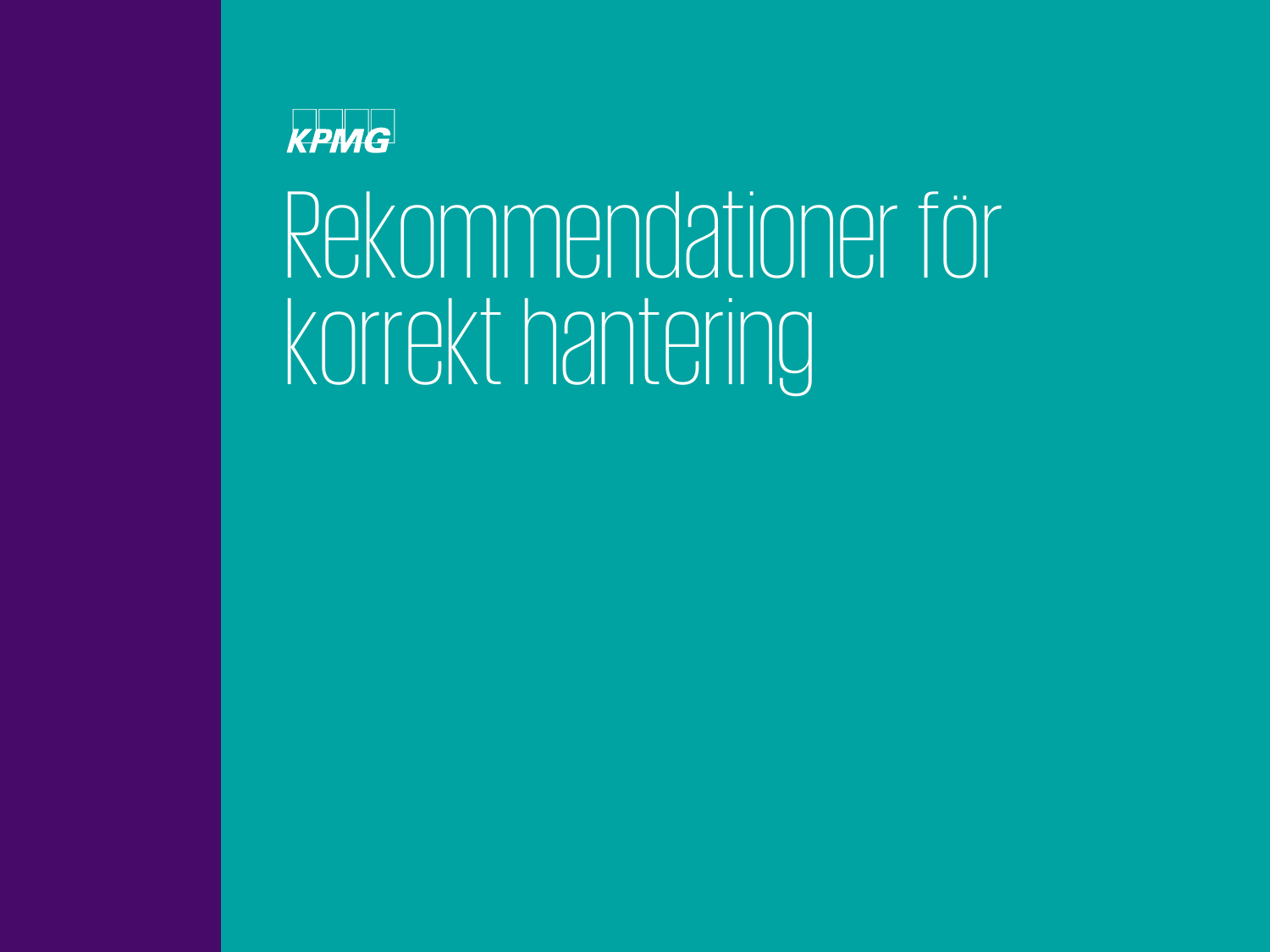KPMG

# Rekommendationer för korrekt hantering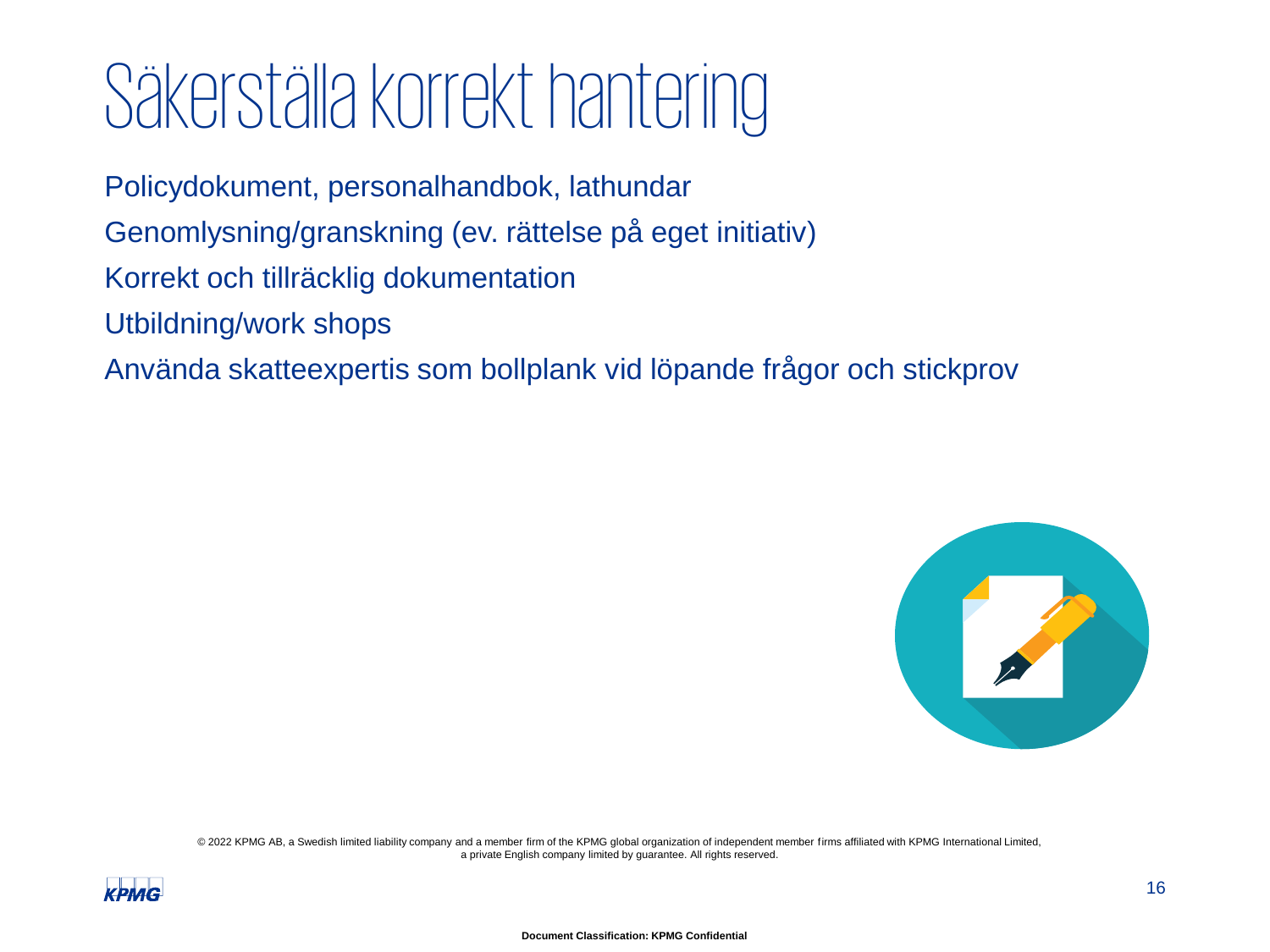# Säkerställa korrekt hantering

Policydokument, personalhandbok, lathundar

Genomlysning/granskning (ev. rättelse på eget initiativ)

Korrekt och tillräcklig dokumentation

Utbildning/work shops

Använda skatteexpertis som bollplank vid löpande frågor och stickprov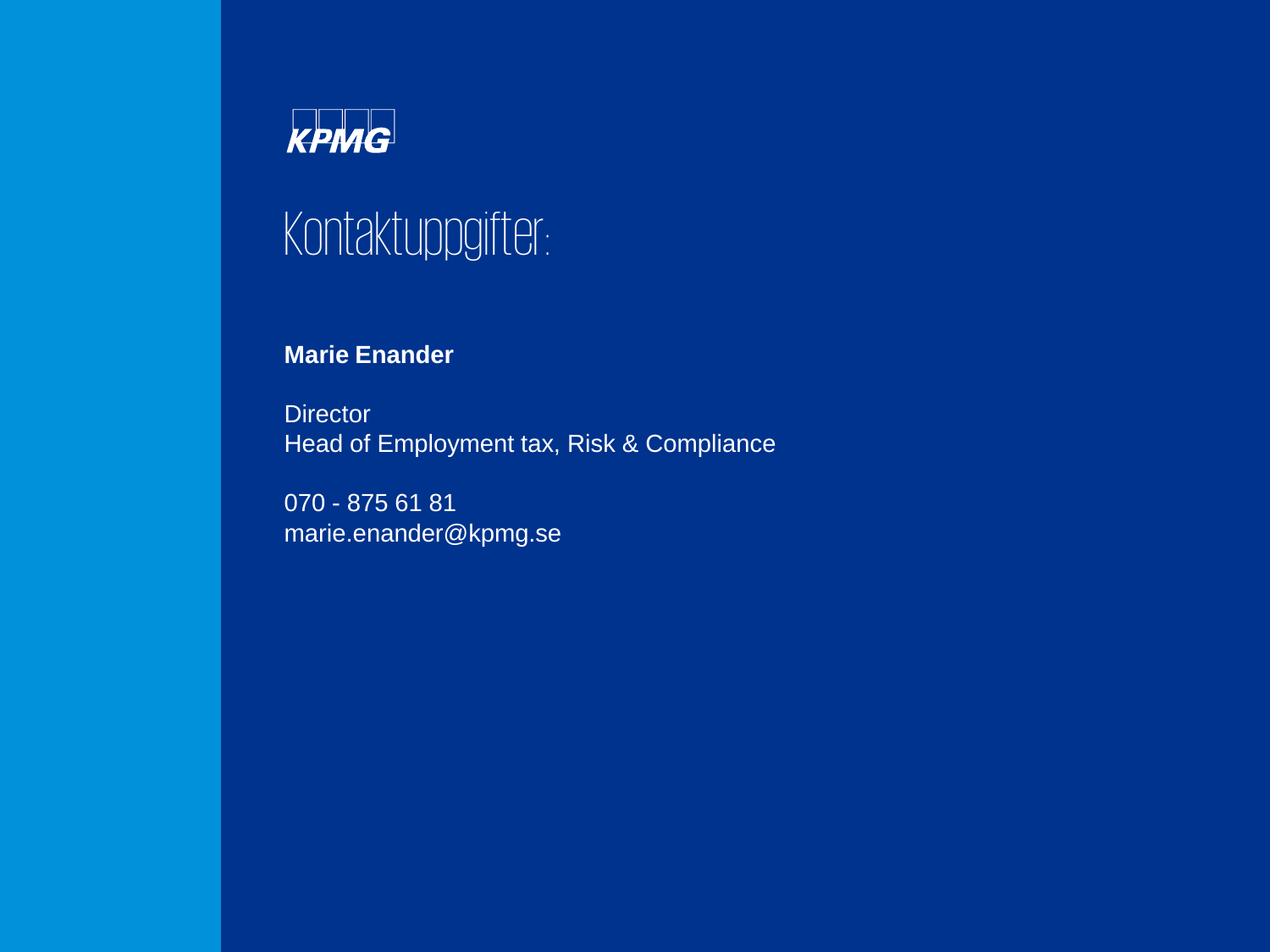KPMG

# Kontaktuppgifter:

**Marie Enander**

Director
Head of Employment tax, Risk & Compliance

070 - 875 61 81
marie.enander@kpmg.se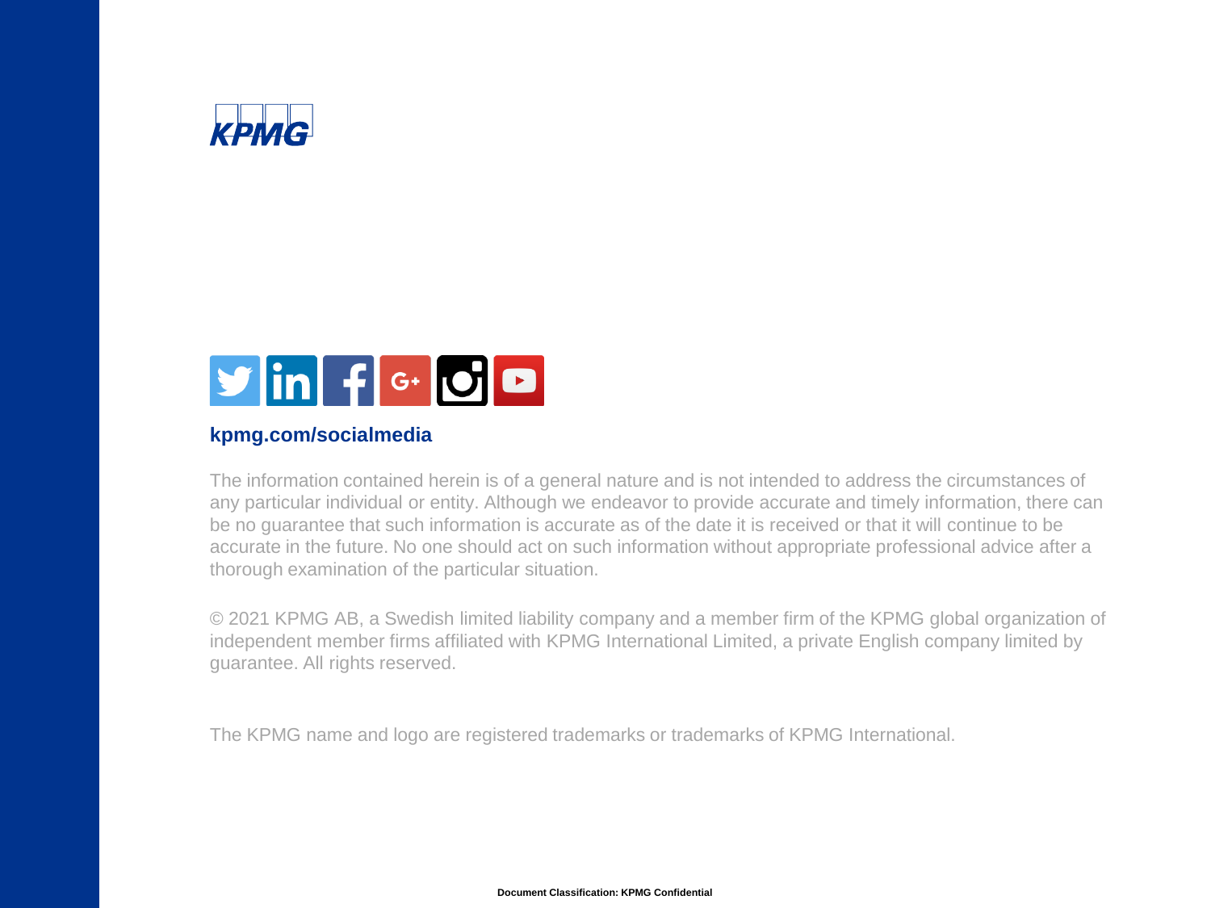KPMG

**kpmg.com/socialmedia**

The information contained herein is of a general nature and is not intended to address the circumstances of any particular individual or entity. Although we endeavor to provide accurate and timely information, there can be no guarantee that such information is accurate as of the date it is received or that it will continue to be accurate in the future. No one should act on such information without appropriate professional advice after a thorough examination of the particular situation.

© 2021 KPMG AB, a Swedish limited liability company and a member firm of the KPMG global organization of independent member firms affiliated with KPMG International Limited, a private English company limited by guarantee. All rights reserved.

The KPMG name and logo are registered trademarks or trademarks of KPMG International.

**Document Classification: KPMG Confidential**